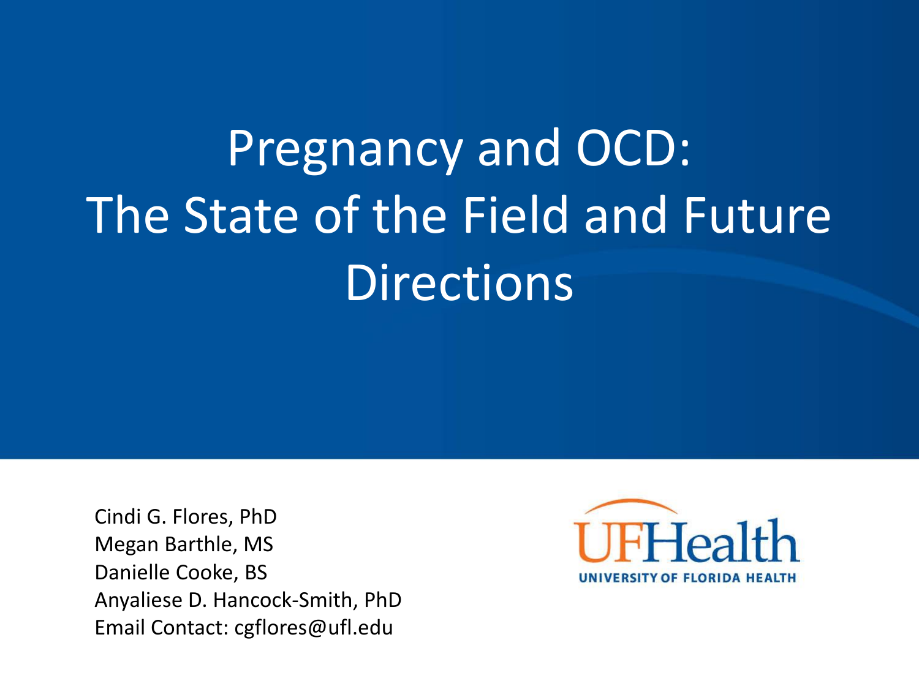# Pregnancy and OCD: The State of the Field and Future Directions

Cindi G. Flores, PhD
Megan Barthle, MS
Danielle Cooke, BS
Anyaliese D. Hancock-Smith, PhD
Email Contact: cgflores@ufl.edu

UFHealth
UNIVERSITY OF FLORIDA HEALTH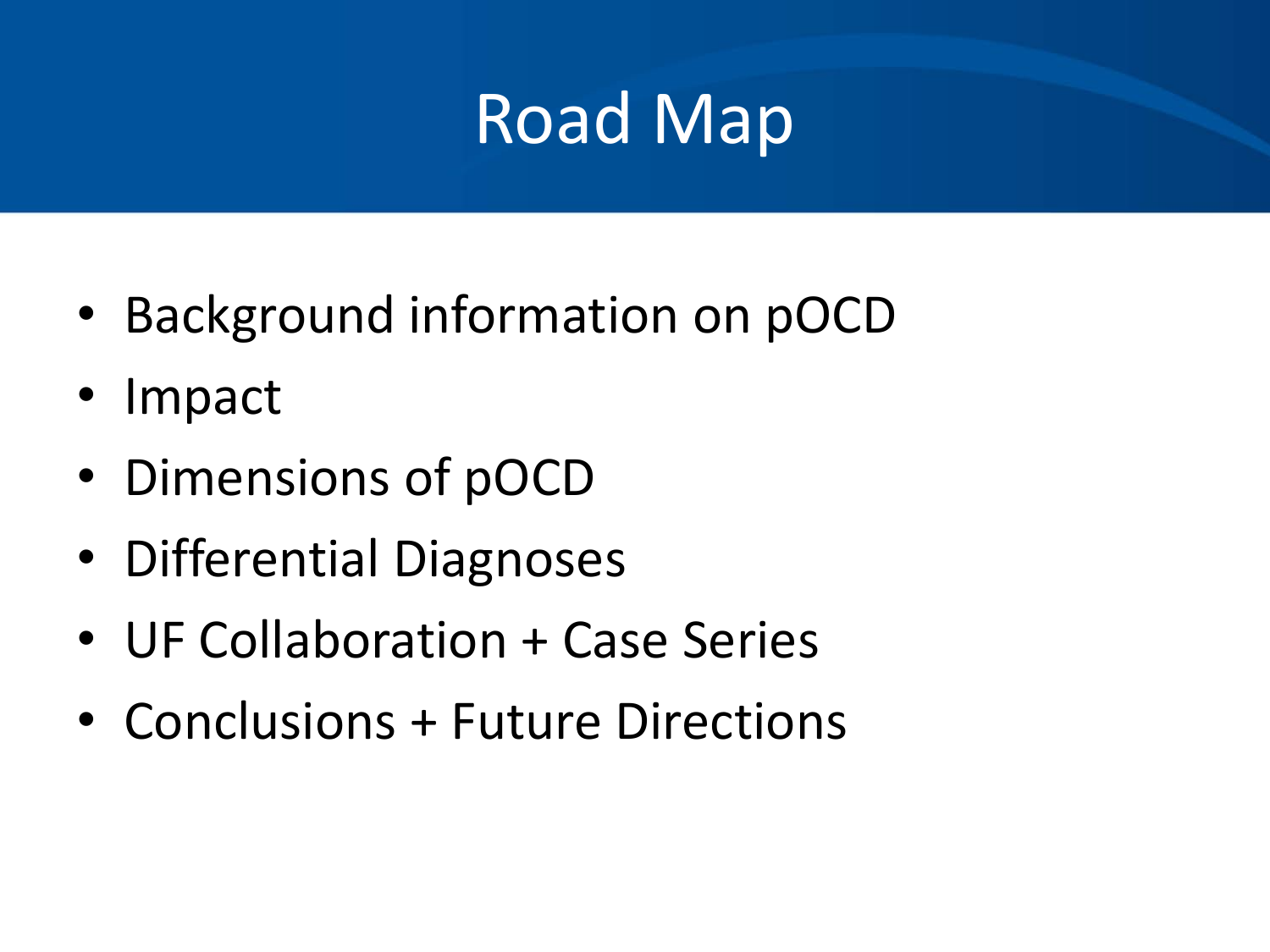# Road Map

- Background information on pOCD
- Impact
- Dimensions of pOCD
- Differential Diagnoses
- UF Collaboration + Case Series
- Conclusions + Future Directions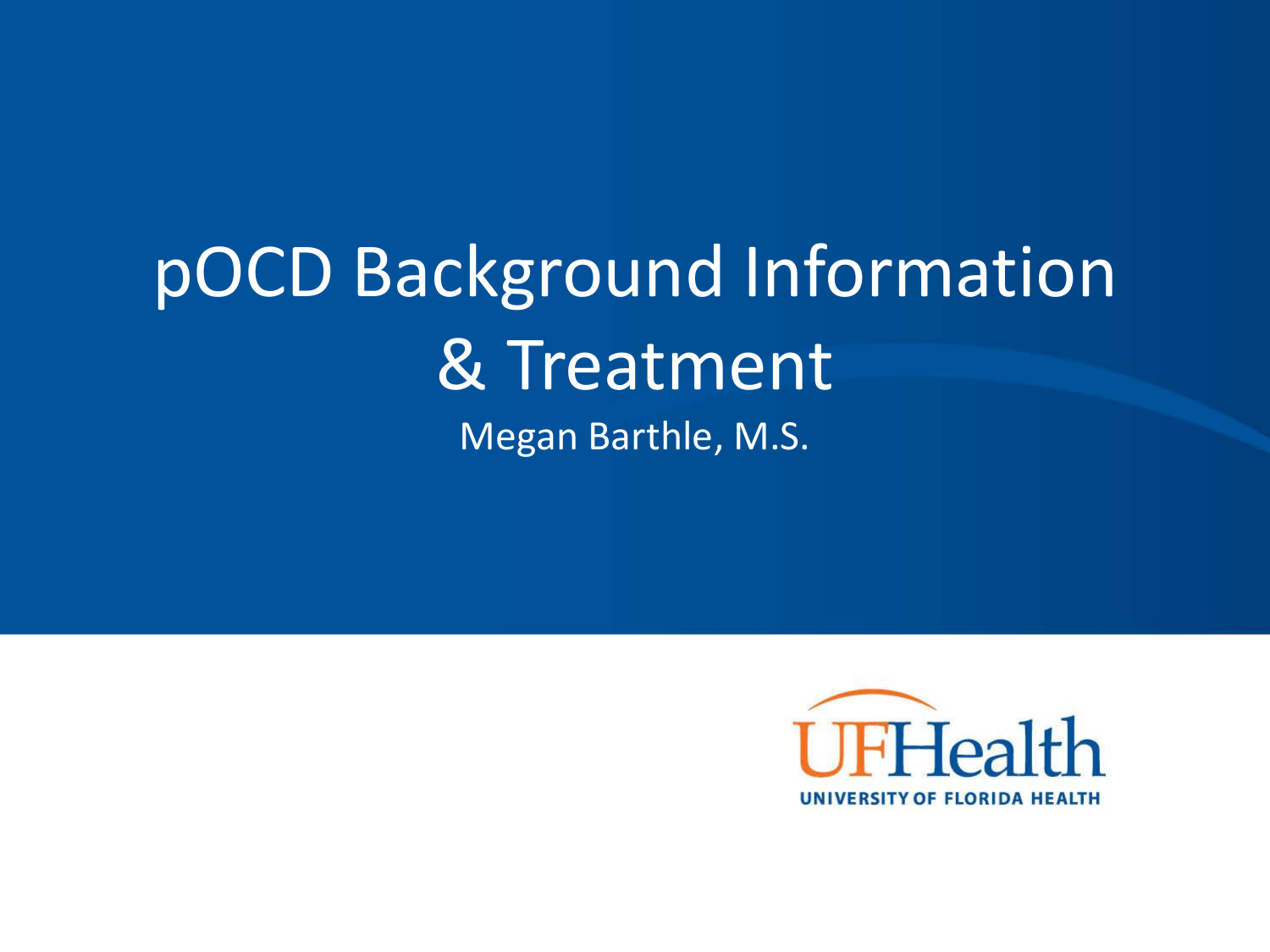# pOCD Background Information & Treatment

Megan Barthle, M.S.

UFHealth
UNIVERSITY OF FLORIDA HEALTH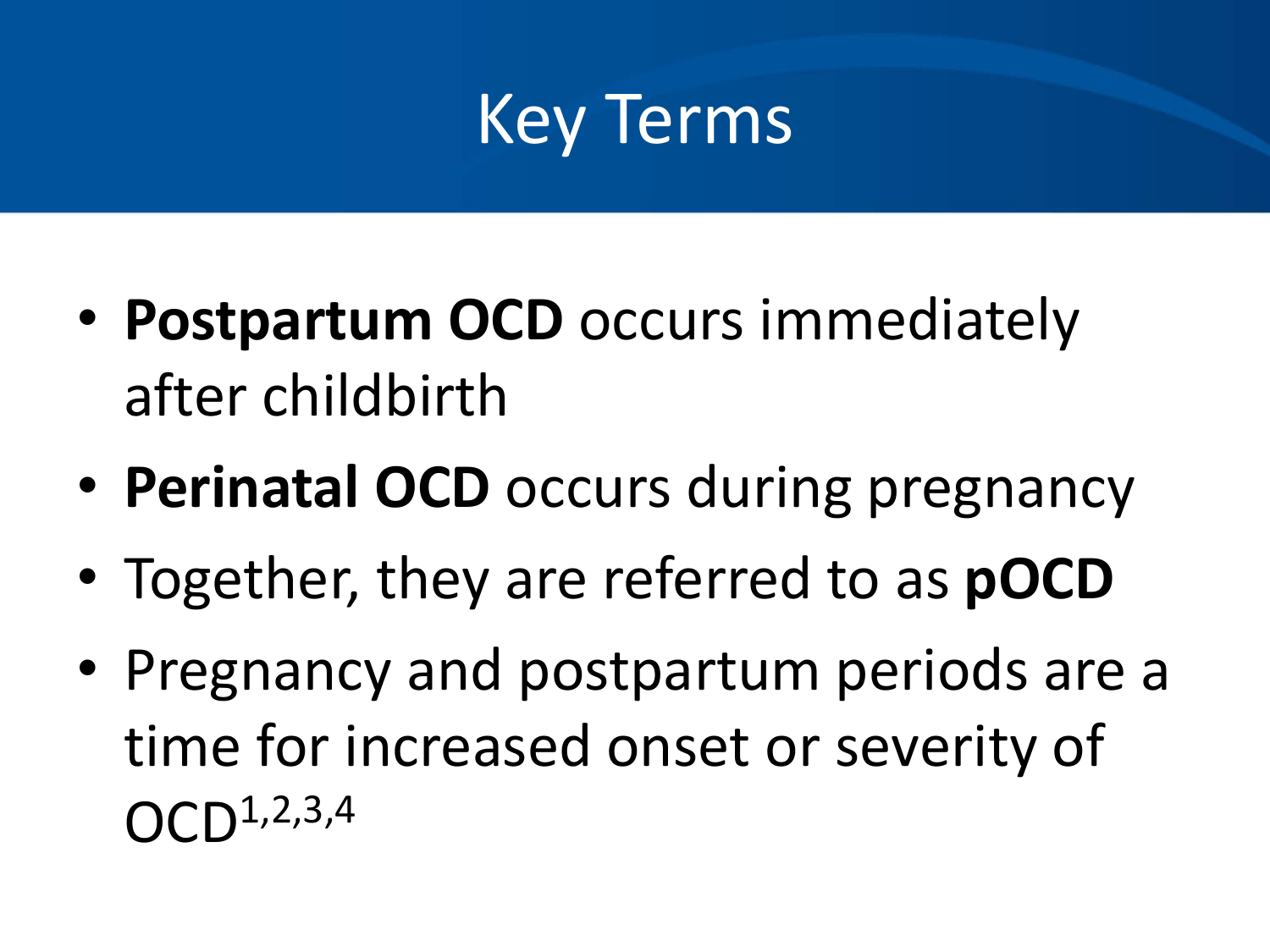# Key Terms

- **Postpartum OCD** occurs immediately after childbirth
- **Perinatal OCD** occurs during pregnancy
- Together, they are referred to as **pOCD**
- Pregnancy and postpartum periods are a time for increased onset or severity of OCD[1,2,3,4]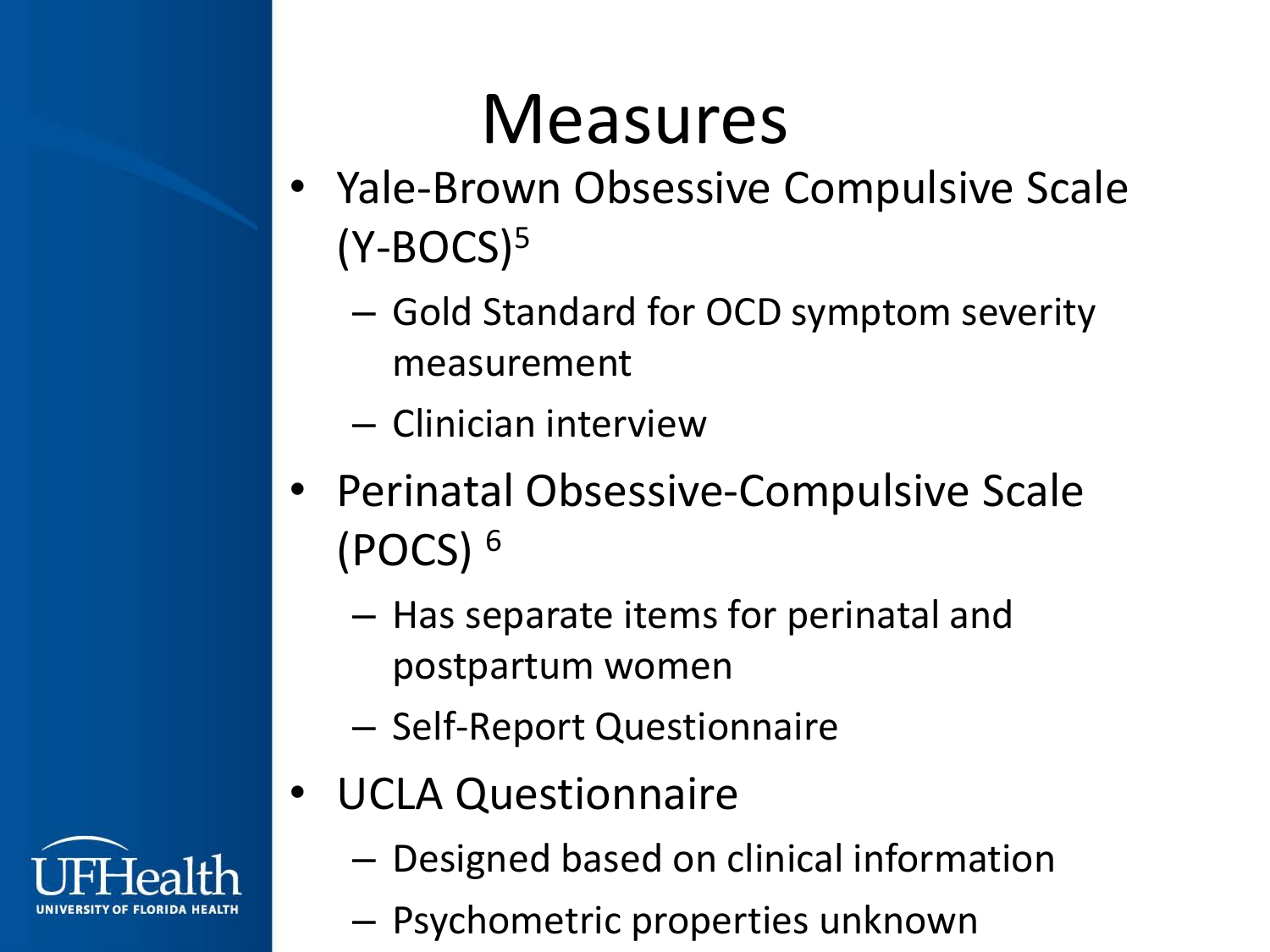# Measures

- Yale-Brown Obsessive Compulsive Scale (Y-BOCS)[5]
  - Gold Standard for OCD symptom severity measurement
  - Clinician interview
- Perinatal Obsessive-Compulsive Scale (POCS) [6]
  - Has separate items for perinatal and postpartum women
  - Self-Report Questionnaire
- UCLA Questionnaire
  - Designed based on clinical information
  - Psychometric properties unknown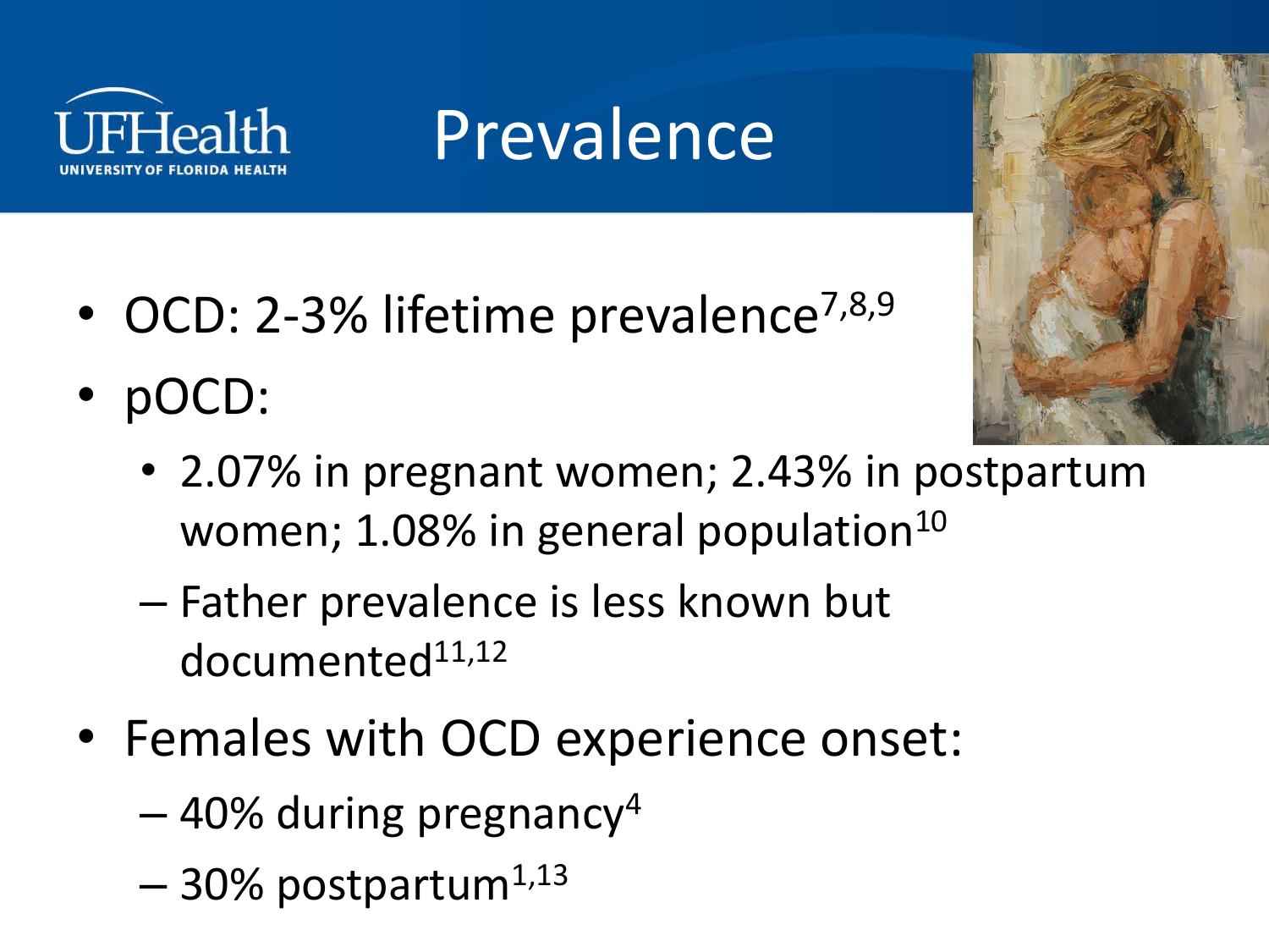# Prevalence

- OCD: 2-3% lifetime prevalence[7,8,9]
- pOCD:
  - 2.07% in pregnant women; 2.43% in postpartum women; 1.08% in general population[10]
  - Father prevalence is less known but documented[11,12]
- Females with OCD experience onset:
  - 40% during pregnancy[4]
  - 30% postpartum[1,13]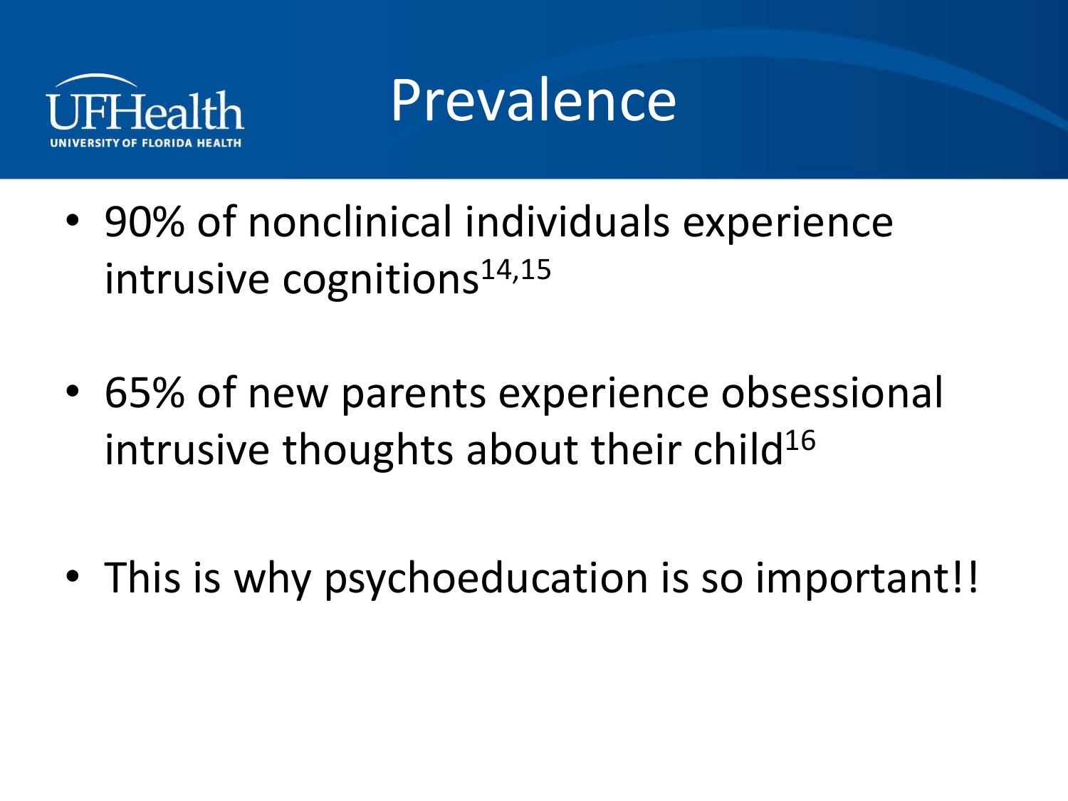# Prevalence

- 90% of nonclinical individuals experience intrusive cognitions[14,15]

- 65% of new parents experience obsessional intrusive thoughts about their child[16]

- This is why psychoeducation is so important!!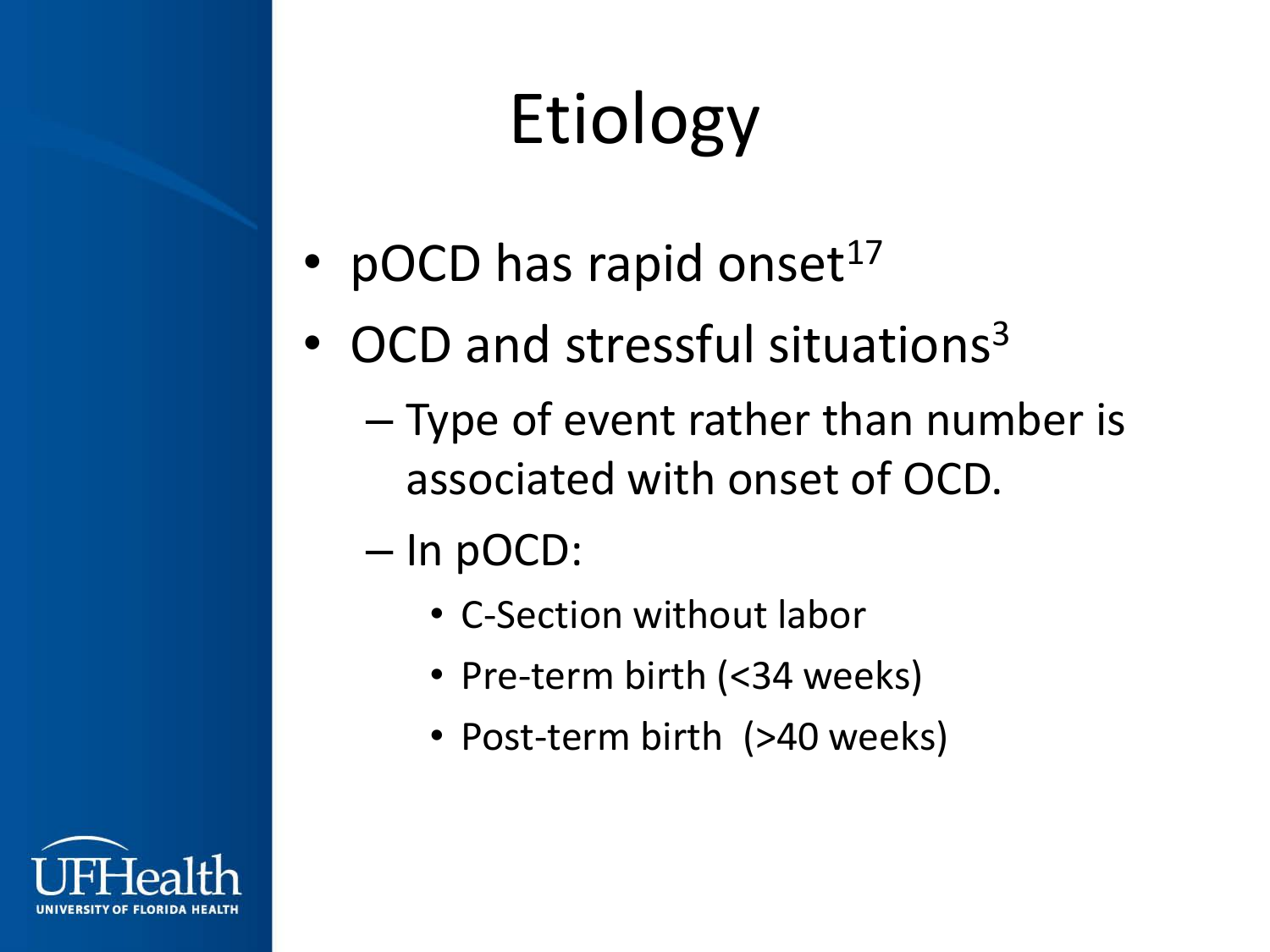# Etiology

- pOCD has rapid onset[17]
- OCD and stressful situations[3]
  - Type of event rather than number is associated with onset of OCD.
  - In pOCD:
    - C-Section without labor
    - Pre-term birth (<34 weeks)
    - Post-term birth (>40 weeks)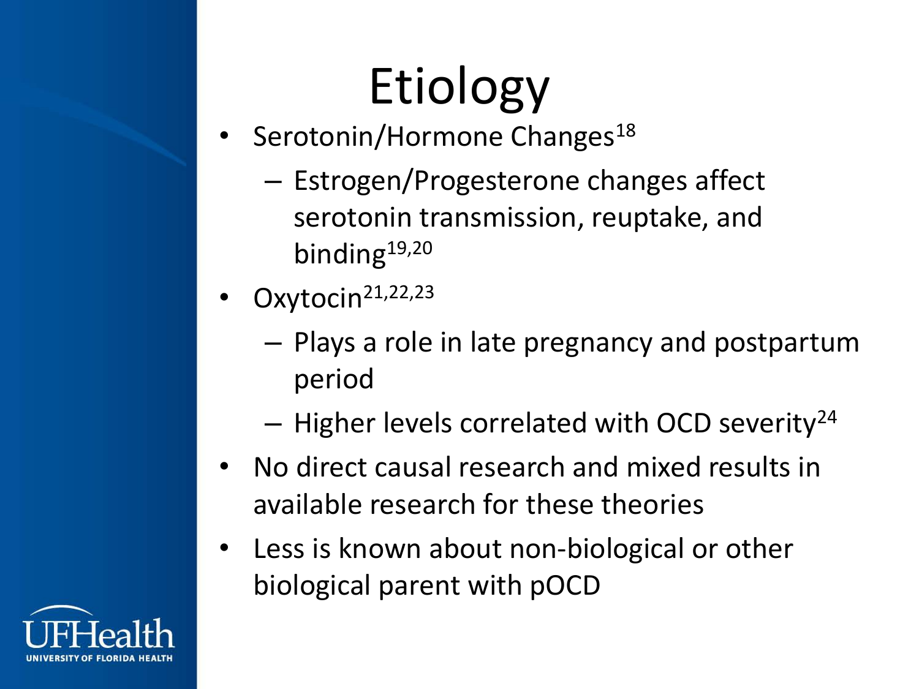# Etiology

- Serotonin/Hormone Changes[18]
  - Estrogen/Progesterone changes affect serotonin transmission, reuptake, and binding[19,20]
- Oxytocin[21,22,23]
  - Plays a role in late pregnancy and postpartum period
  - Higher levels correlated with OCD severity[24]
- No direct causal research and mixed results in available research for these theories
- Less is known about non-biological or other biological parent with pOCD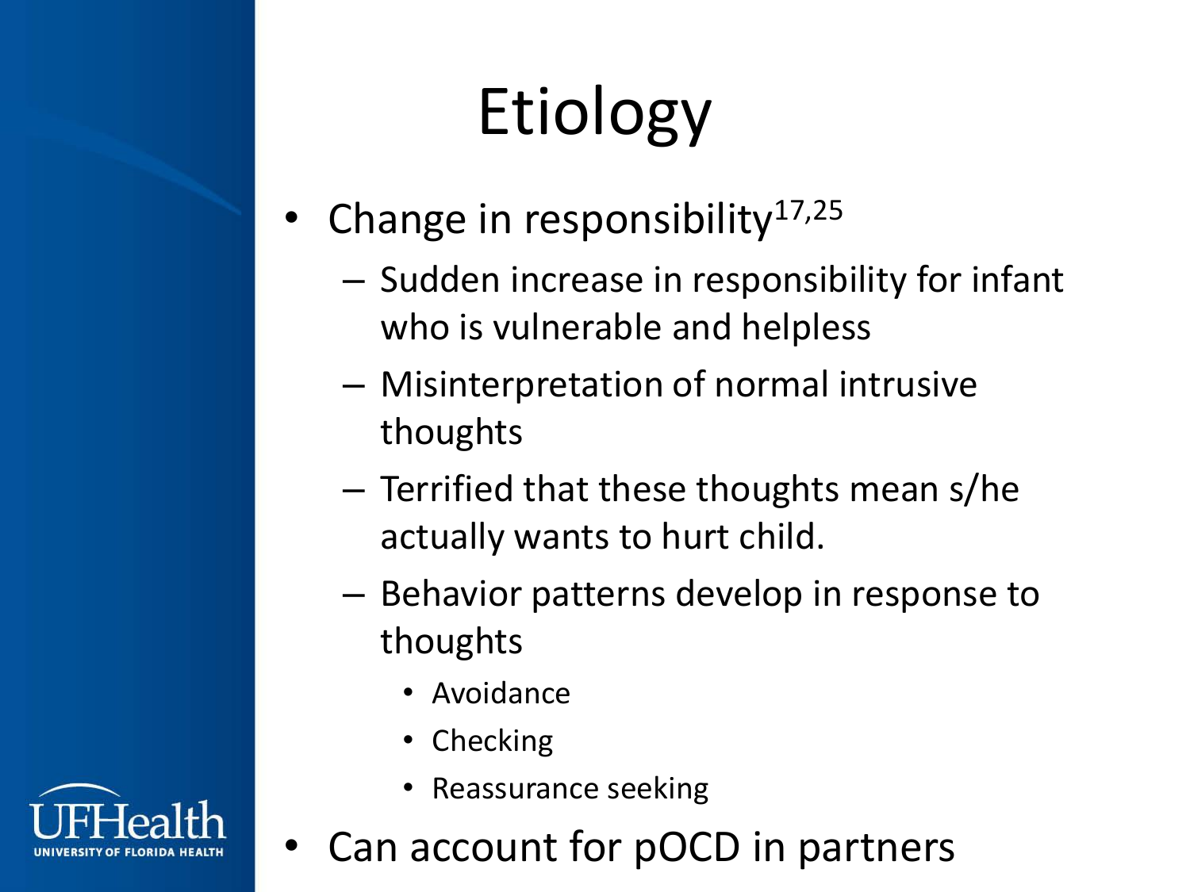# Etiology

- Change in responsibility[17,25]
  - Sudden increase in responsibility for infant who is vulnerable and helpless
  - Misinterpretation of normal intrusive thoughts
  - Terrified that these thoughts mean s/he actually wants to hurt child.
  - Behavior patterns develop in response to thoughts
    - Avoidance
    - Checking
    - Reassurance seeking
- Can account for pOCD in partners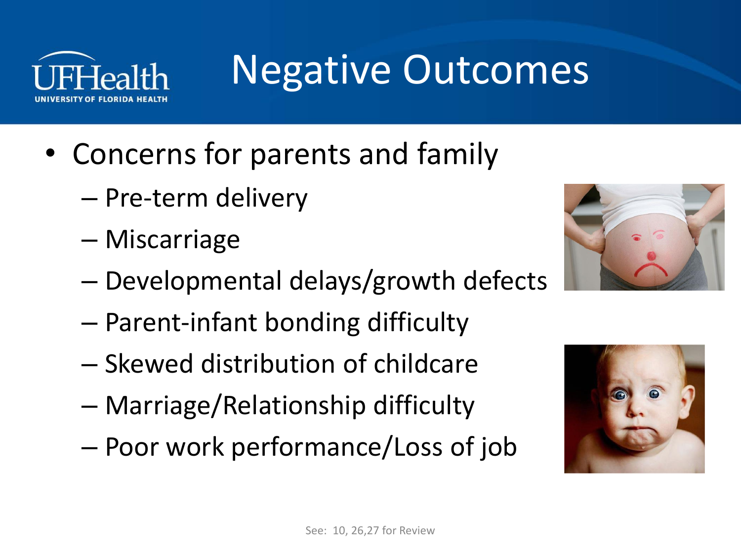# Negative Outcomes

- Concerns for parents and family
  - Pre-term delivery
  - Miscarriage
  - Developmental delays/growth defects
  - Parent-infant bonding difficulty
  - Skewed distribution of childcare
  - Marriage/Relationship difficulty
  - Poor work performance/Loss of job

See: 10, 26,27 for Review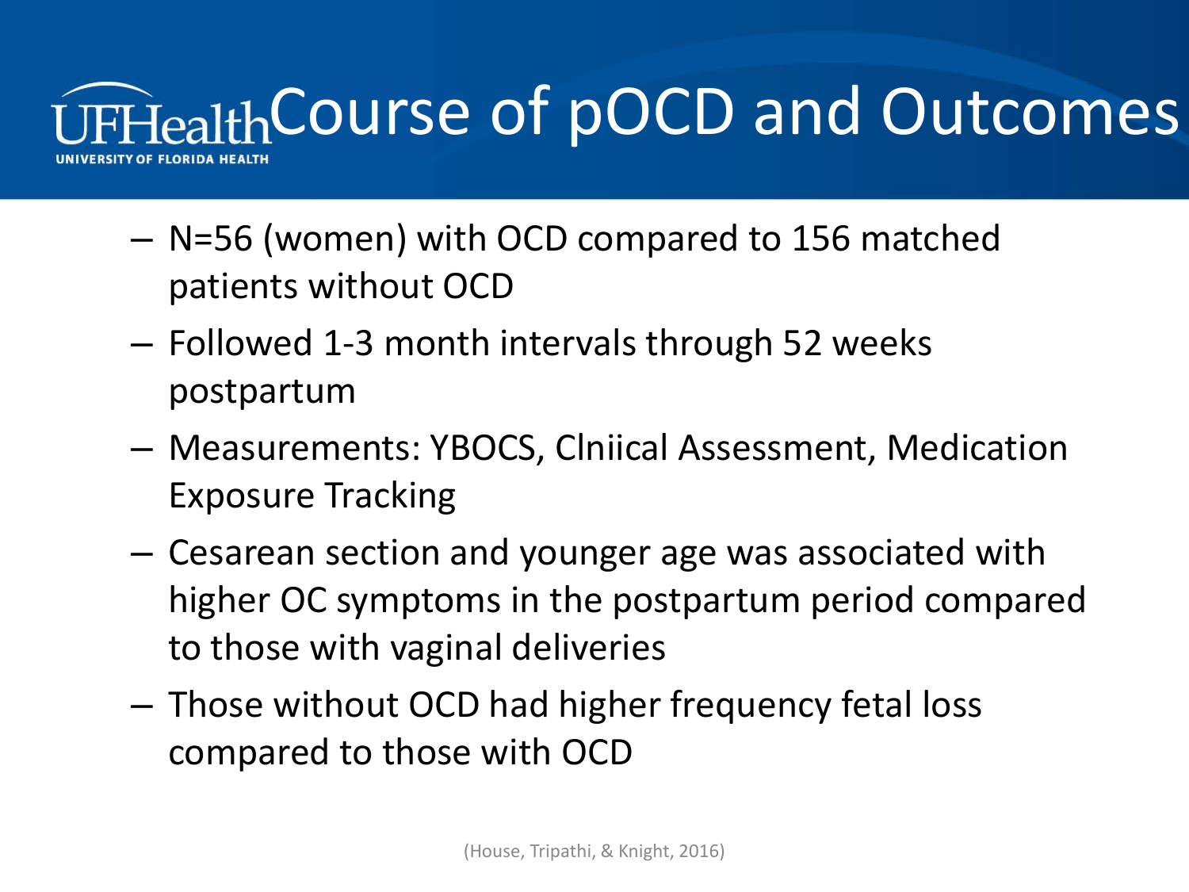# Course of pOCD and Outcomes

- N=56 (women) with OCD compared to 156 matched patients without OCD
- Followed 1-3 month intervals through 52 weeks postpartum
- Measurements: YBOCS, Clniical Assessment, Medication Exposure Tracking
- Cesarean section and younger age was associated with higher OC symptoms in the postpartum period compared to those with vaginal deliveries
- Those without OCD had higher frequency fetal loss compared to those with OCD

(House, Tripathi, & Knight, 2016)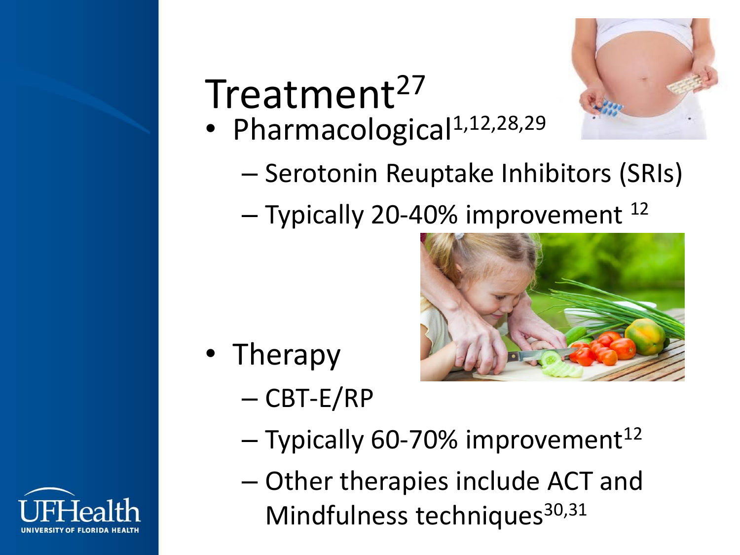# Treatment[27]

- Pharmacological[1,12,28,29]
  - Serotonin Reuptake Inhibitors (SRIs)
  - Typically 20-40% improvement [12]
- Therapy
  - CBT-E/RP
  - Typically 60-70% improvement[12]
  - Other therapies include ACT and Mindfulness techniques[30,31]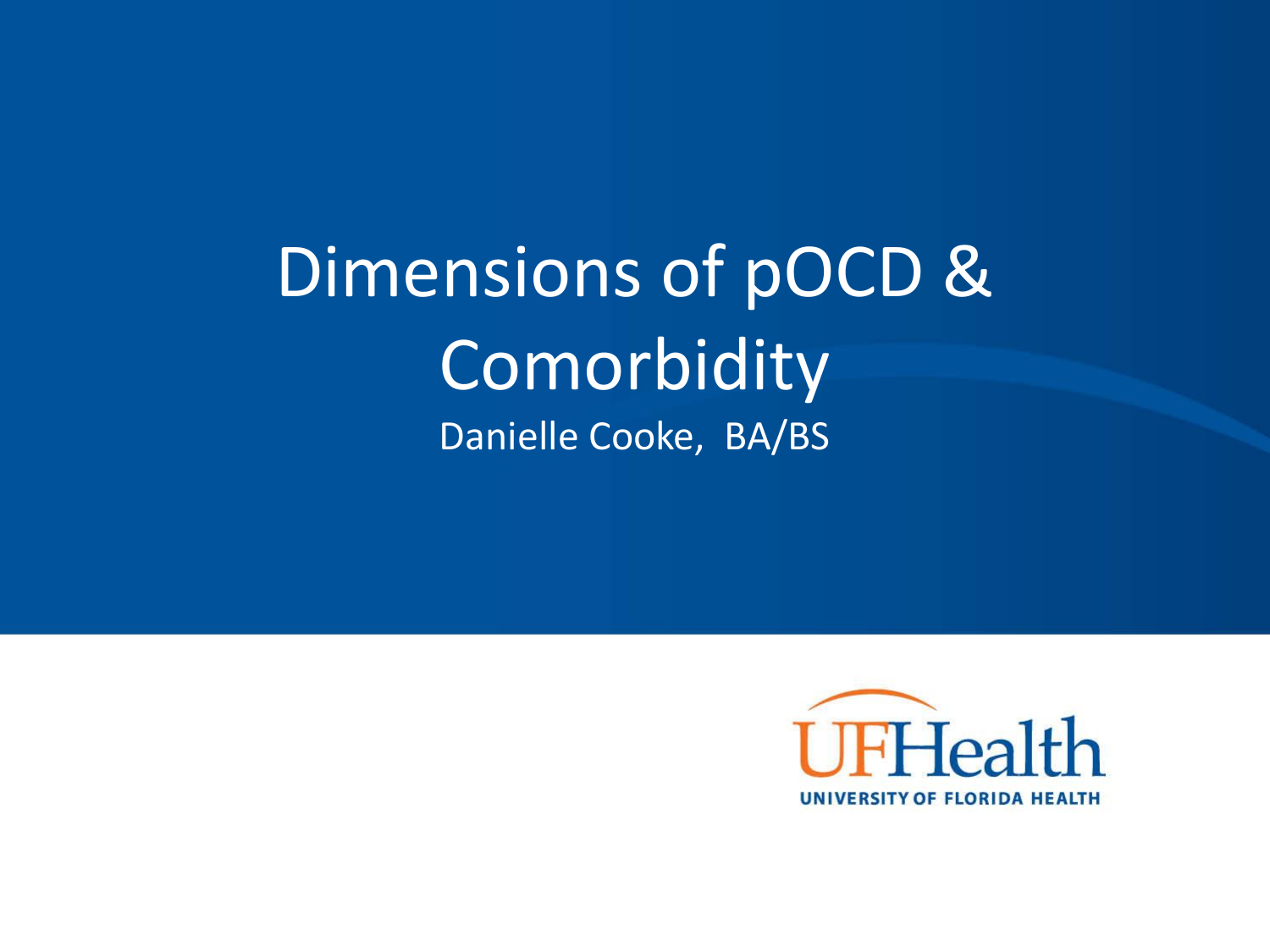# Dimensions of pOCD & Comorbidity

Danielle Cooke, BA/BS

UFHealth

UNIVERSITY OF FLORIDA HEALTH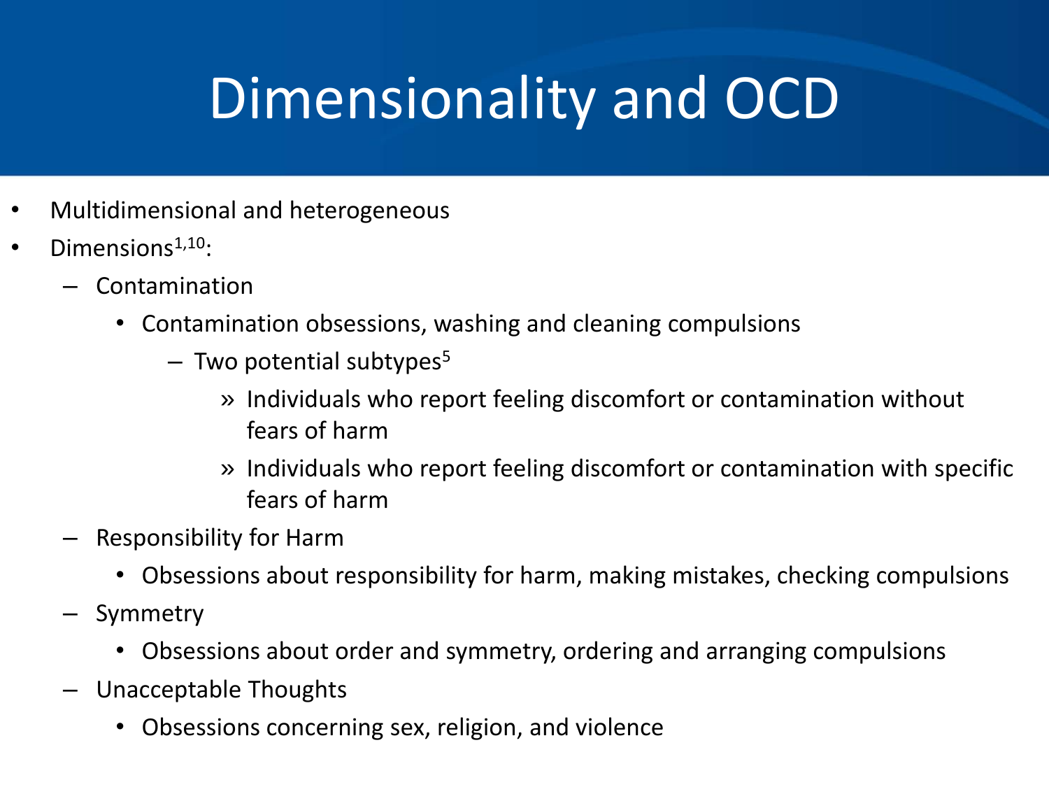# Dimensionality and OCD

- Multidimensional and heterogeneous
- Dimensions[1,10]:
  - Contamination
    - Contamination obsessions, washing and cleaning compulsions
      - Two potential subtypes[5]
        - Individuals who report feeling discomfort or contamination without fears of harm
        - Individuals who report feeling discomfort or contamination with specific fears of harm
  - Responsibility for Harm
    - Obsessions about responsibility for harm, making mistakes, checking compulsions
  - Symmetry
    - Obsessions about order and symmetry, ordering and arranging compulsions
  - Unacceptable Thoughts
    - Obsessions concerning sex, religion, and violence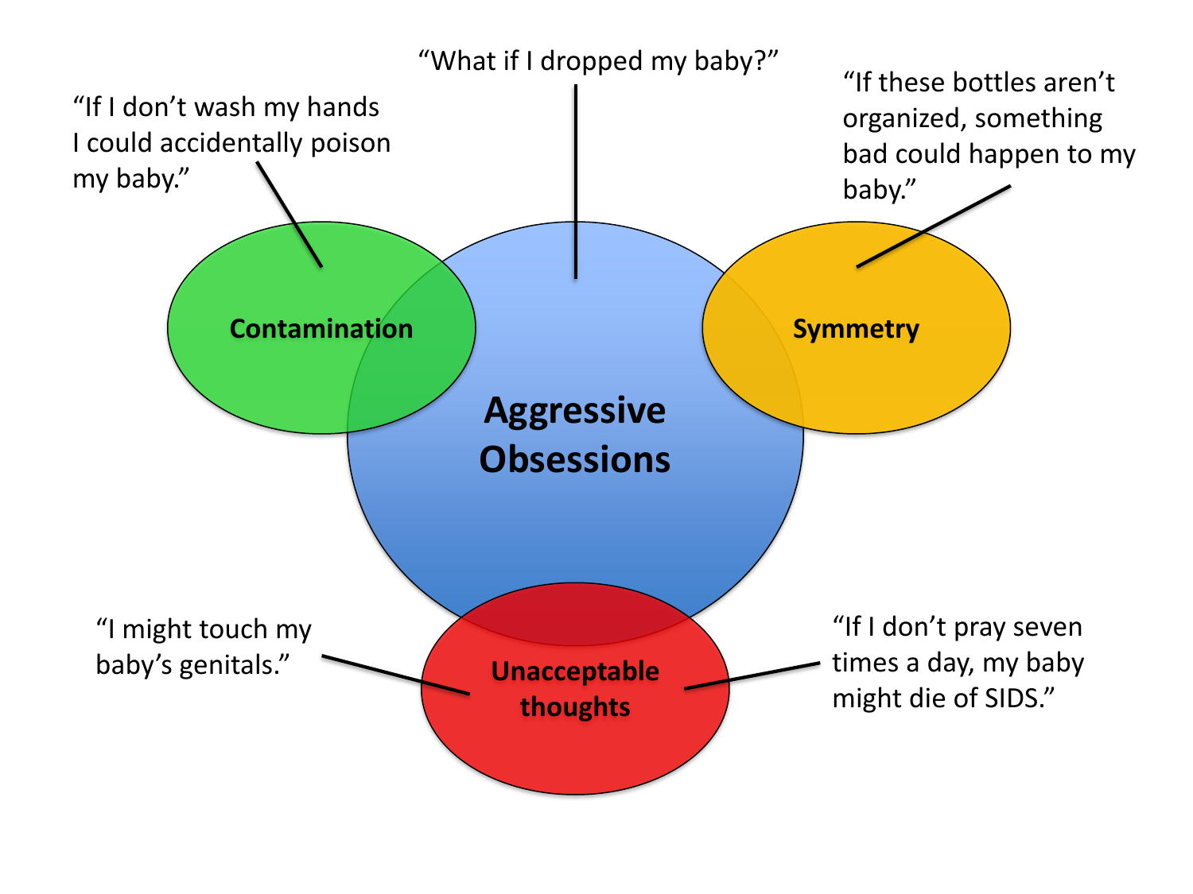“What if I dropped my baby?”

“If I don’t wash my hands I could accidentally poison my baby.”

“If these bottles aren’t organized, something bad could happen to my baby.”

**Contamination**

**Aggressive Obsessions**

**Symmetry**

“I might touch my baby’s genitals.”

**Unacceptable thoughts**

“If I don’t pray seven times a day, my baby might die of SIDS.”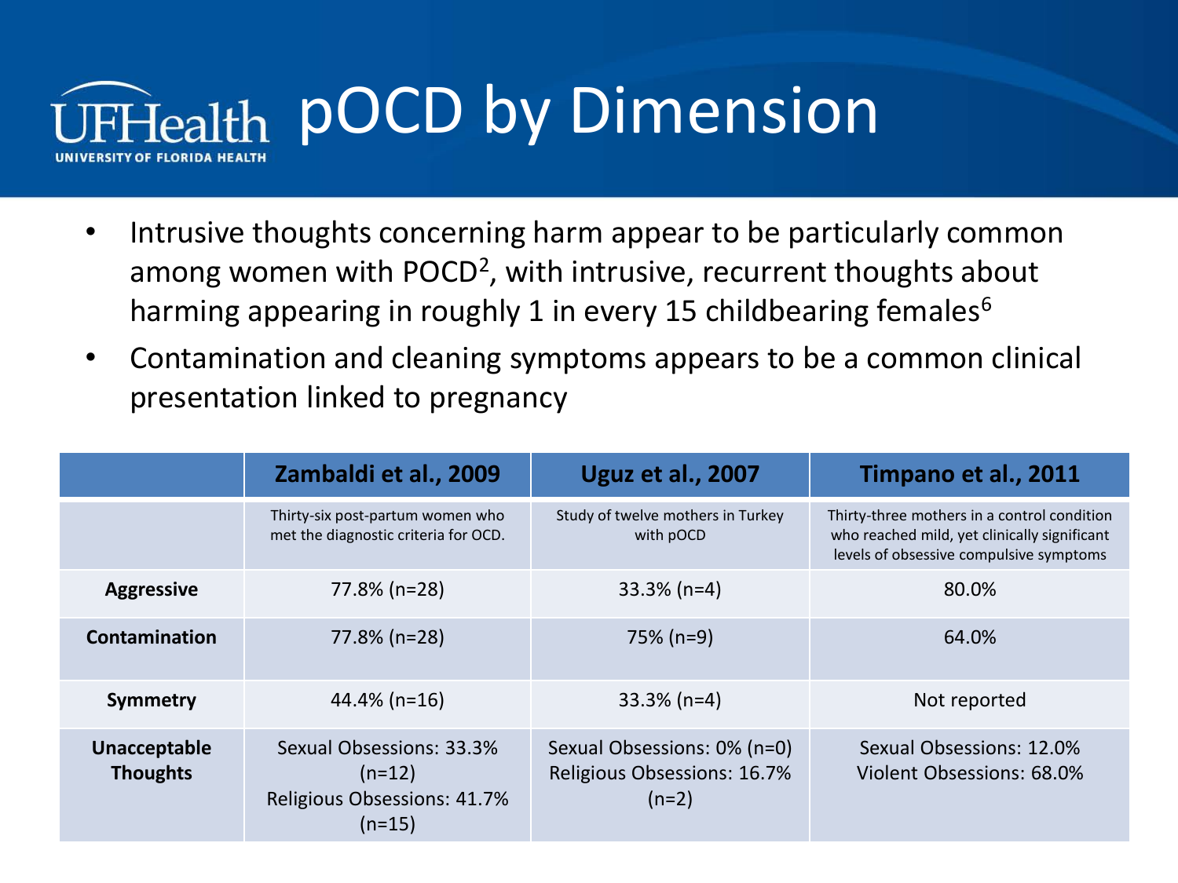# pOCD by Dimension

- Intrusive thoughts concerning harm appear to be particularly common among women with POCD[2], with intrusive, recurrent thoughts about harming appearing in roughly 1 in every 15 childbearing females[6]
- Contamination and cleaning symptoms appears to be a common clinical presentation linked to pregnancy

| | Zambaldi et al., 2009 | Uguz et al., 2007 | Timpano et al., 2011 |
|---|---|---|---|
| | Thirty-six post-partum women who met the diagnostic criteria for OCD. | Study of twelve mothers in Turkey with pOCD | Thirty-three mothers in a control condition who reached mild, yet clinically significant levels of obsessive compulsive symptoms |
| **Aggressive** | 77.8% (n=28) | 33.3% (n=4) | 80.0% |
| **Contamination** | 77.8% (n=28) | 75% (n=9) | 64.0% |
| **Symmetry** | 44.4% (n=16) | 33.3% (n=4) | Not reported |
| **Unacceptable Thoughts** | Sexual Obsessions: 33.3% (n=12) Religious Obsessions: 41.7% (n=15) | Sexual Obsessions: 0% (n=0) Religious Obsessions: 16.7% (n=2) | Sexual Obsessions: 12.0% Violent Obsessions: 68.0% |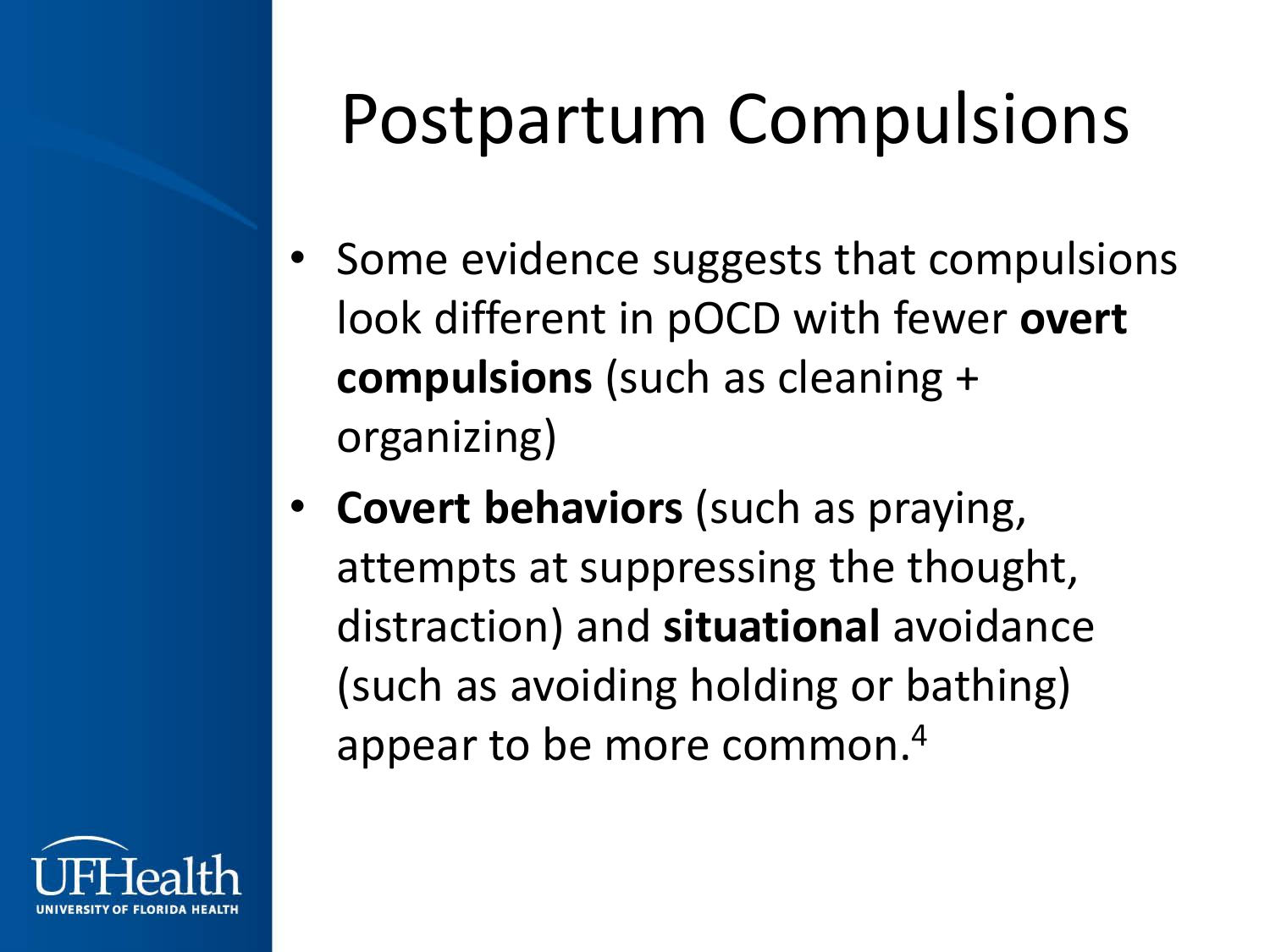# Postpartum Compulsions

- Some evidence suggests that compulsions look different in pOCD with fewer **overt compulsions** (such as cleaning + organizing)
- **Covert behaviors** (such as praying, attempts at suppressing the thought, distraction) and **situational** avoidance (such as avoiding holding or bathing) appear to be more common.[4]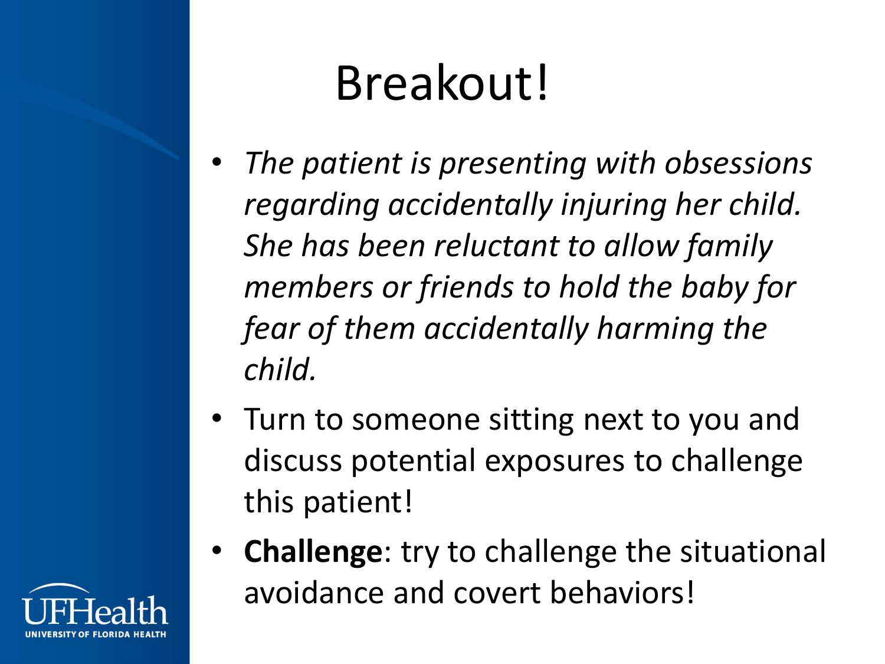# Breakout!

- *The patient is presenting with obsessions regarding accidentally injuring her child. She has been reluctant to allow family members or friends to hold the baby for fear of them accidentally harming the child.*
- Turn to someone sitting next to you and discuss potential exposures to challenge this patient!
- **Challenge**: try to challenge the situational avoidance and covert behaviors!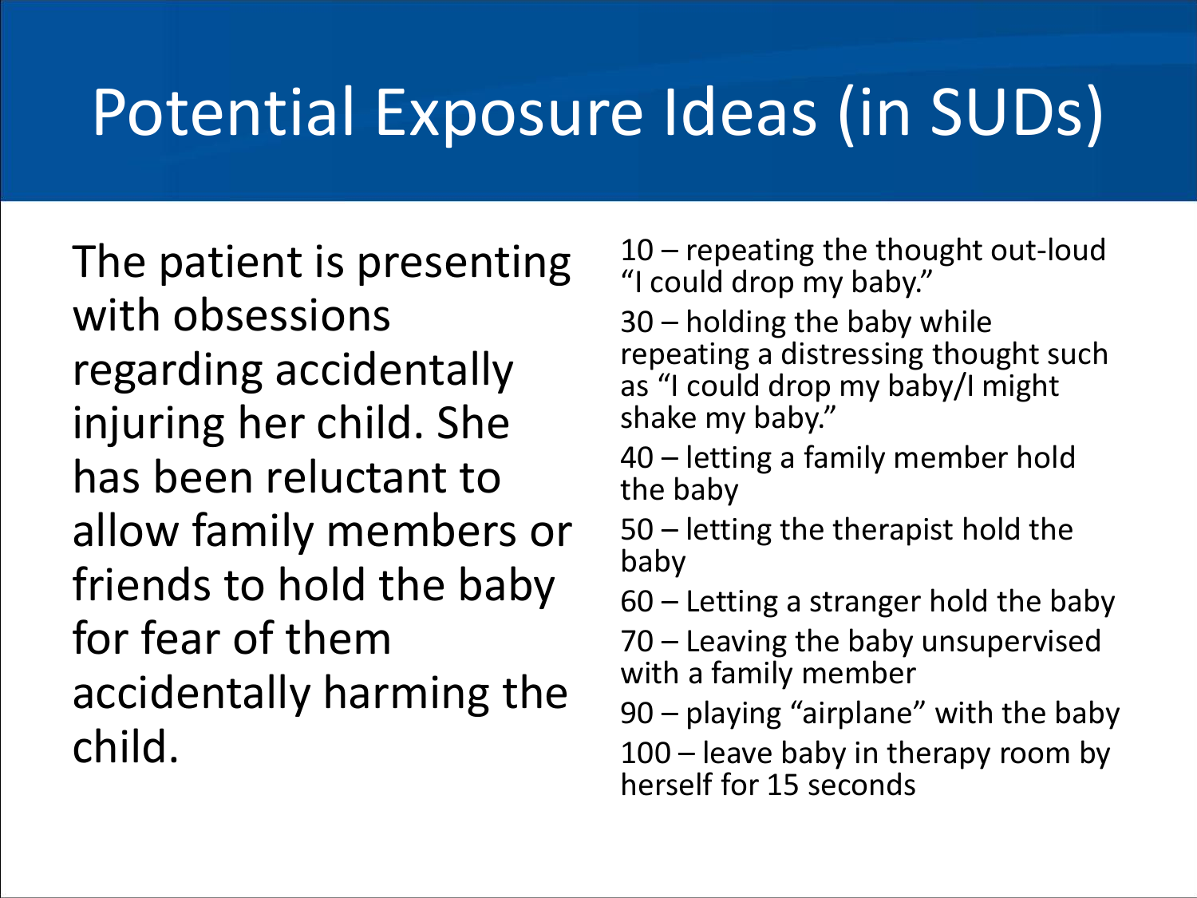# Potential Exposure Ideas (in SUDs)

The patient is presenting with obsessions regarding accidentally injuring her child. She has been reluctant to allow family members or friends to hold the baby for fear of them accidentally harming the child.

10 – repeating the thought out-loud "I could drop my baby."

30 – holding the baby while repeating a distressing thought such as "I could drop my baby/I might shake my baby."

40 – letting a family member hold the baby

50 – letting the therapist hold the baby

60 – Letting a stranger hold the baby

70 – Leaving the baby unsupervised with a family member

90 – playing "airplane" with the baby

100 – leave baby in therapy room by herself for 15 seconds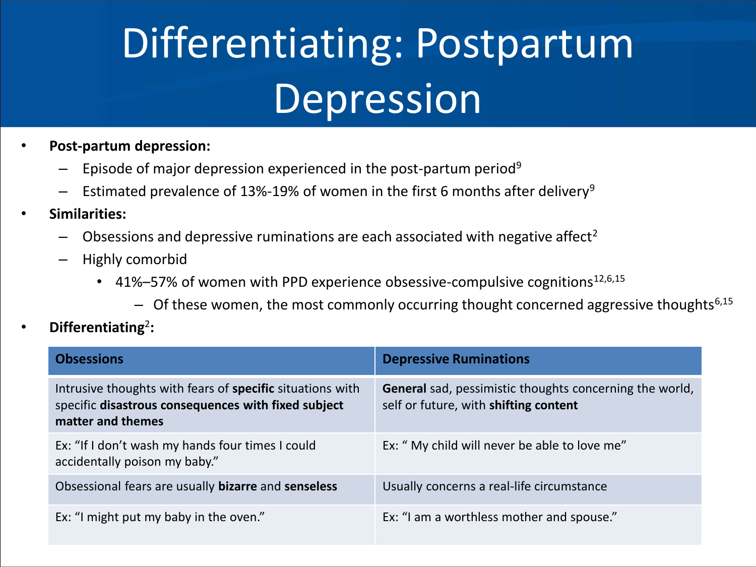# Differentiating: Postpartum Depression

- **Post-partum depression:**
  - Episode of major depression experienced in the post-partum period[9]
  - Estimated prevalence of 13%-19% of women in the first 6 months after delivery[9]
- **Similarities:**
  - Obsessions and depressive ruminations are each associated with negative affect[2]
  - Highly comorbid
    - 41%–57% of women with PPD experience obsessive-compulsive cognitions[12,6,15]
      - Of these women, the most commonly occurring thought concerned aggressive thoughts[6,15]
- **Differentiating[2]:**

| Obsessions | Depressive Ruminations |
|---|---|
| Intrusive thoughts with fears of **specific** situations with specific **disastrous consequences with fixed subject matter and themes** | **General** sad, pessimistic thoughts concerning the world, self or future, with **shifting content** |
| Ex: "If I don't wash my hands four times I could accidentally poison my baby." | Ex: " My child will never be able to love me" |
| Obsessional fears are usually **bizarre** and **senseless** | Usually concerns a real-life circumstance |
| Ex: "I might put my baby in the oven." | Ex: "I am a worthless mother and spouse." |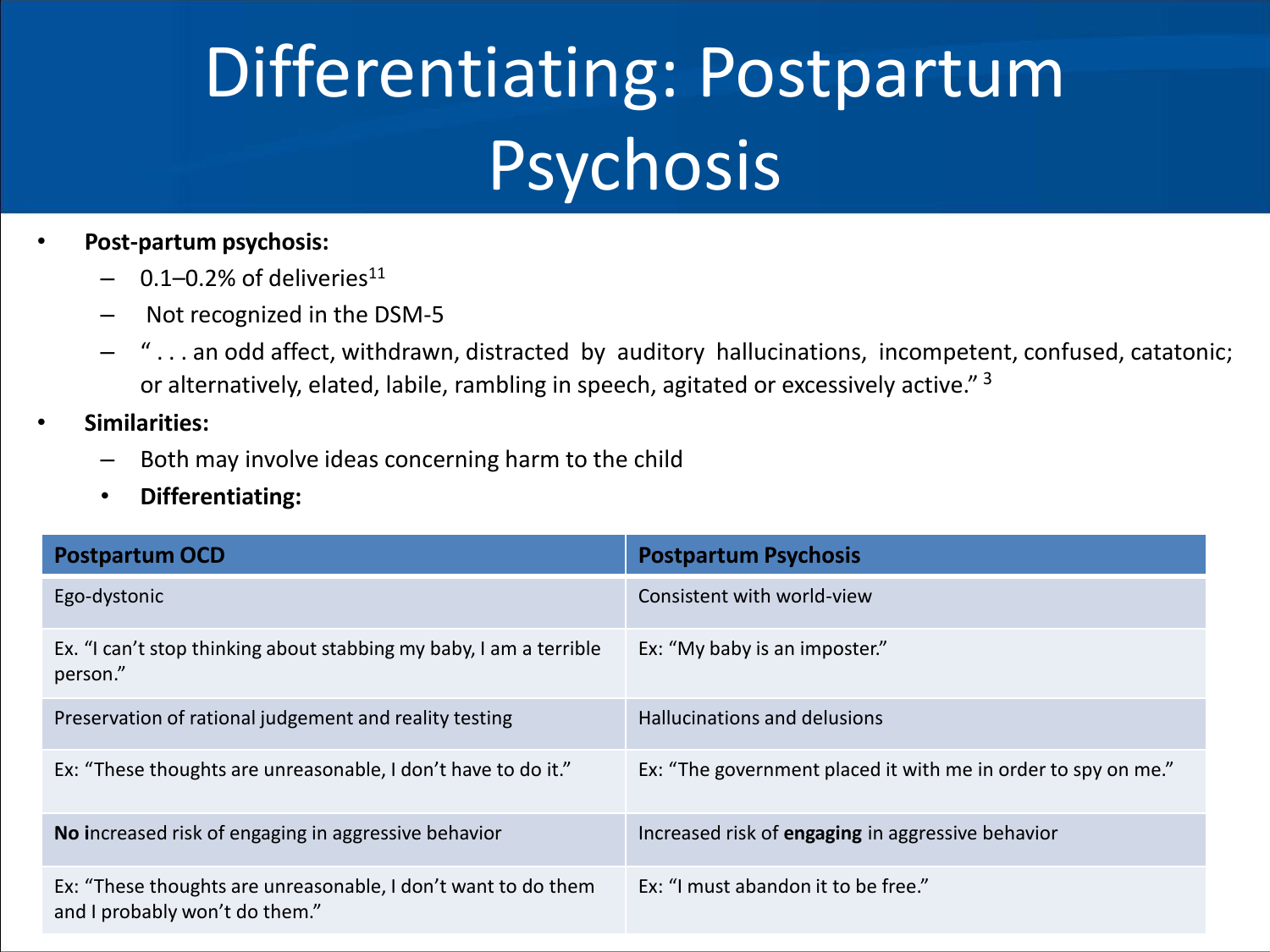# Differentiating: Postpartum Psychosis

- **Post-partum psychosis:**
  - 0.1–0.2% of deliveries[11]
  - Not recognized in the DSM-5
  - " . . . an odd affect, withdrawn, distracted by auditory hallucinations, incompetent, confused, catatonic; or alternatively, elated, labile, rambling in speech, agitated or excessively active." [3]
- **Similarities:**
  - Both may involve ideas concerning harm to the child
  - **Differentiating:**

| Postpartum OCD | Postpartum Psychosis |
|---|---|
| Ego-dystonic | Consistent with world-view |
| Ex. "I can't stop thinking about stabbing my baby, I am a terrible person." | Ex: "My baby is an imposter." |
| Preservation of rational judgement and reality testing | Hallucinations and delusions |
| Ex: "These thoughts are unreasonable, I don't have to do it." | Ex: "The government placed it with me in order to spy on me." |
| **No i**ncreased risk of engaging in aggressive behavior | Increased risk of **engaging** in aggressive behavior |
| Ex: "These thoughts are unreasonable, I don't want to do them and I probably won't do them." | Ex: "I must abandon it to be free." |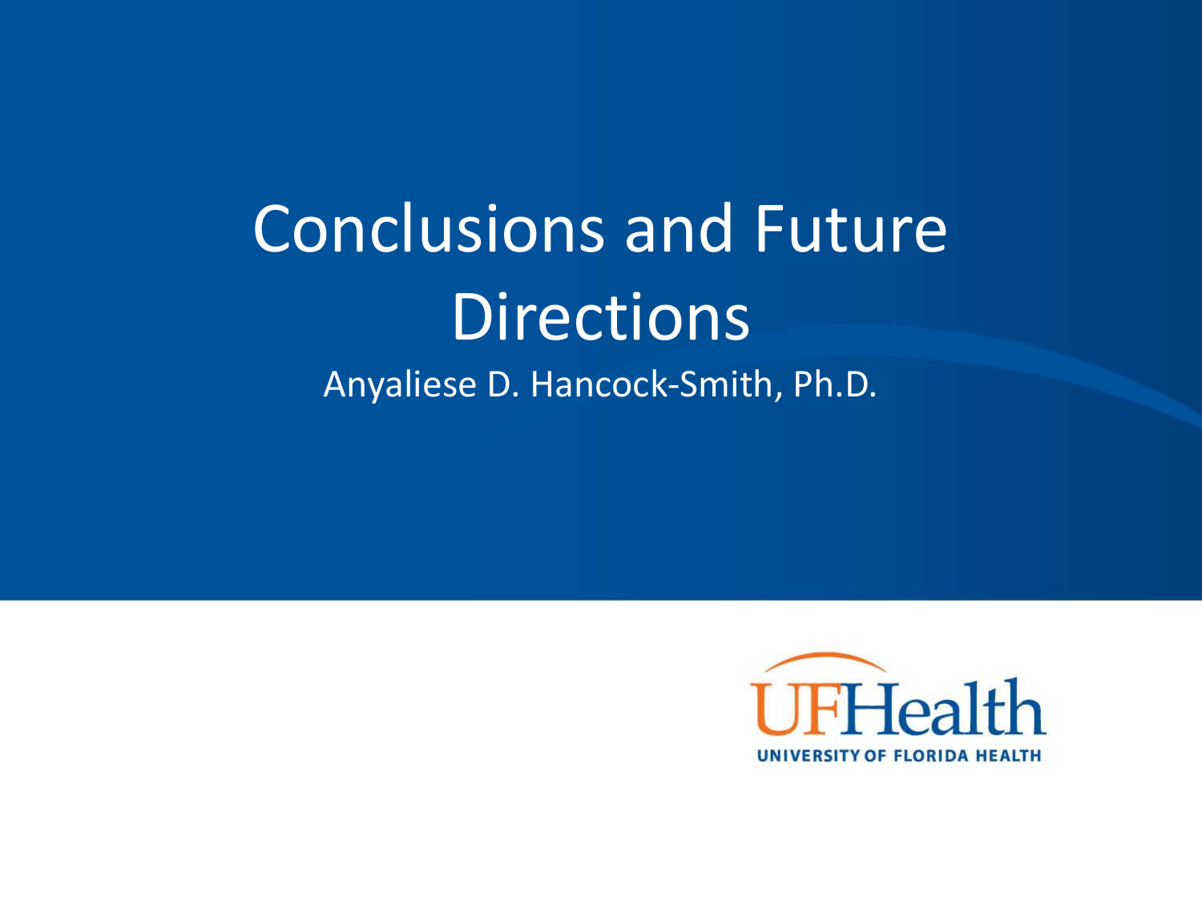# Conclusions and Future Directions

Anyaliese D. Hancock-Smith, Ph.D.

UFHealth
UNIVERSITY OF FLORIDA HEALTH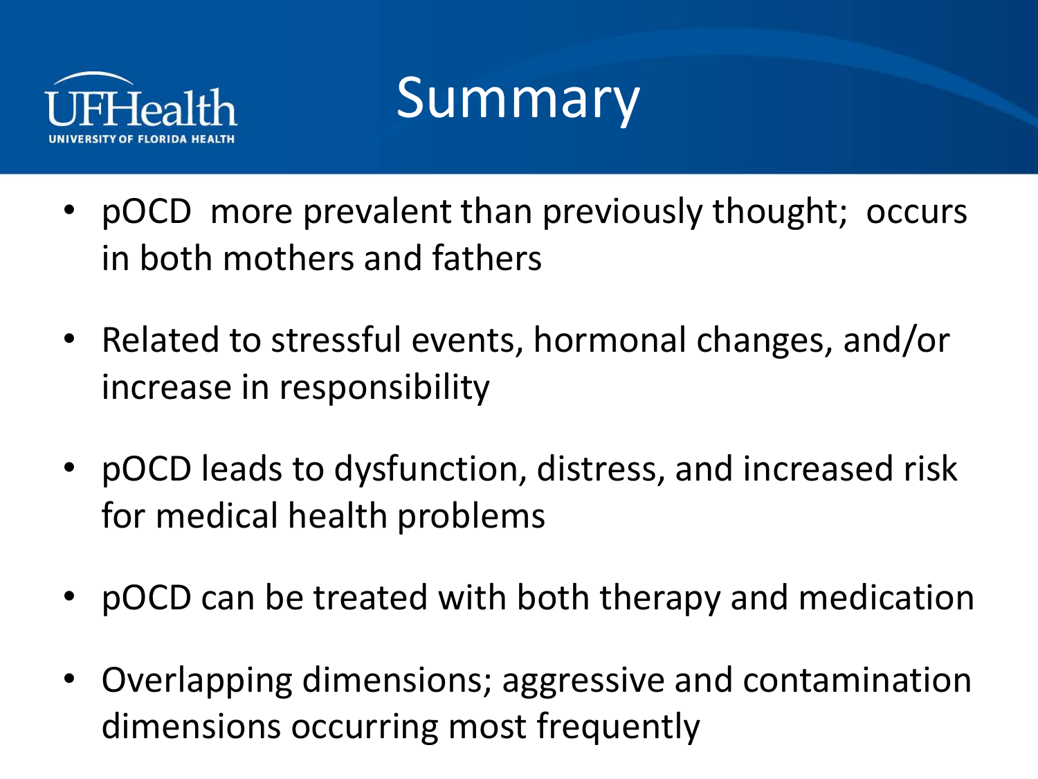# Summary

- pOCD more prevalent than previously thought; occurs in both mothers and fathers
- Related to stressful events, hormonal changes, and/or increase in responsibility
- pOCD leads to dysfunction, distress, and increased risk for medical health problems
- pOCD can be treated with both therapy and medication
- Overlapping dimensions; aggressive and contamination dimensions occurring most frequently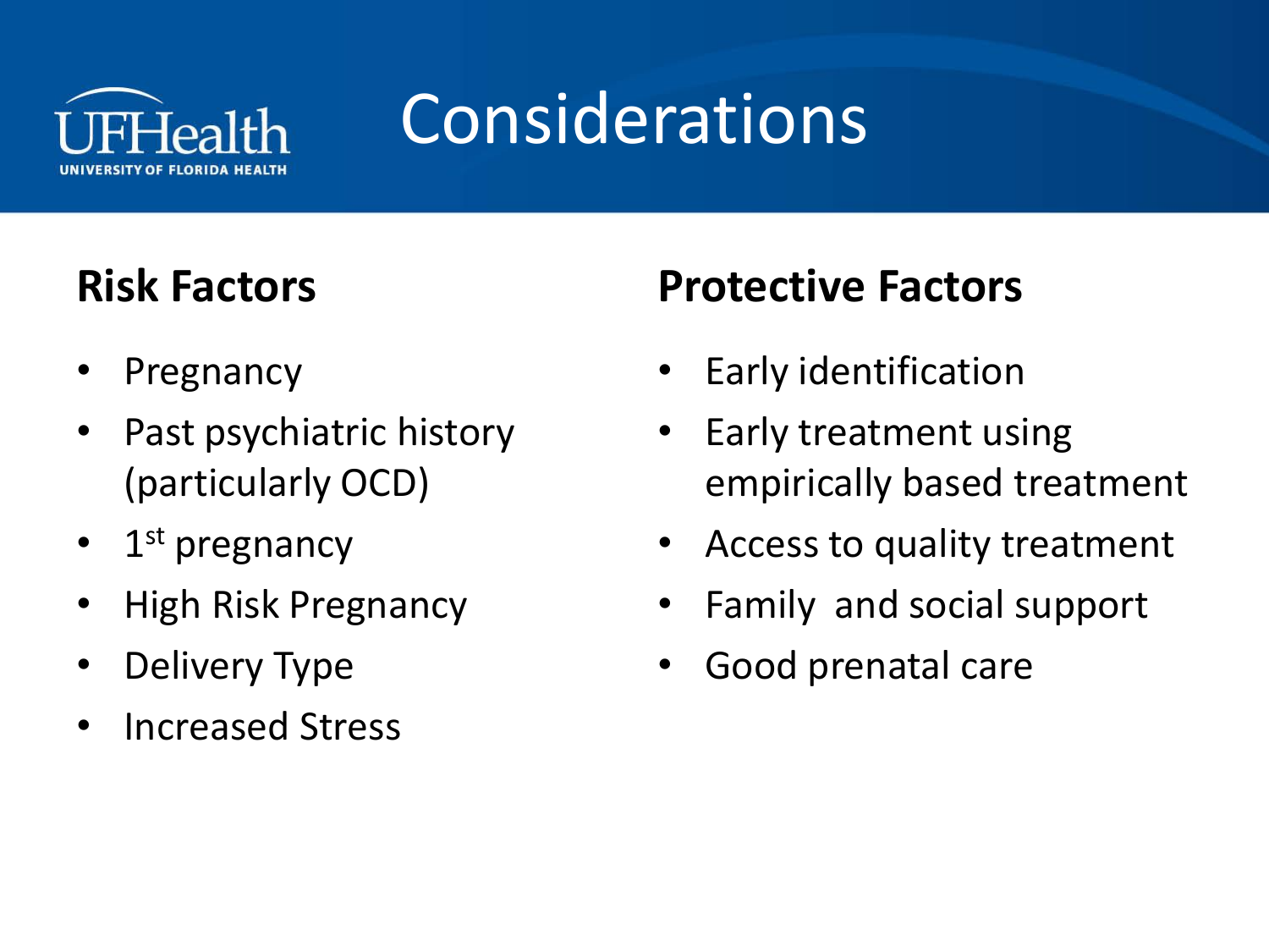# Considerations

## Risk Factors

- Pregnancy
- Past psychiatric history (particularly OCD)
- 1st pregnancy
- High Risk Pregnancy
- Delivery Type
- Increased Stress

## Protective Factors

- Early identification
- Early treatment using empirically based treatment
- Access to quality treatment
- Family and social support
- Good prenatal care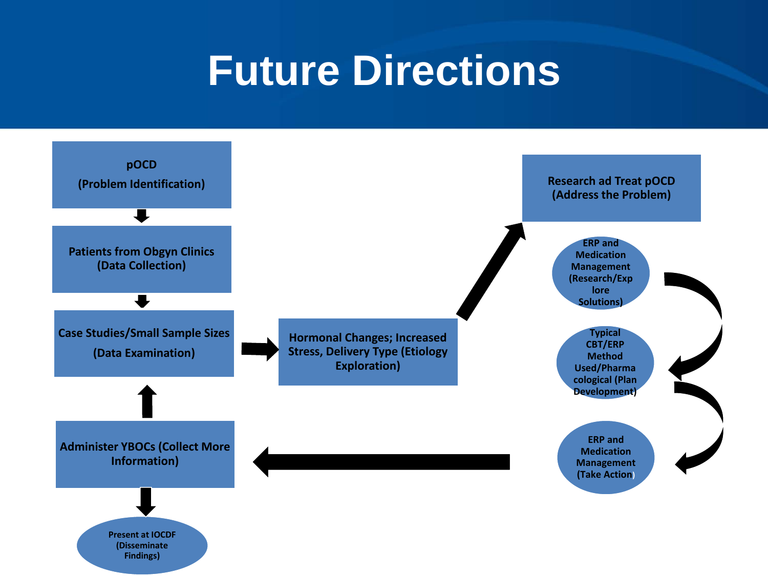# Future Directions

pOCD
(Problem Identification)

Patients from Obgyn Clinics
(Data Collection)

Case Studies/Small Sample Sizes
(Data Examination)

Hormonal Changes; Increased Stress, Delivery Type (Etiology Exploration)

Research ad Treat pOCD
(Address the Problem)

ERP and Medication Management (Research/Explore Solutions)

Typical CBT/ERP Method Used/Pharmacological (Plan Development)

ERP and Medication Management (Take Action)

Administer YBOCs (Collect More Information)

Present at IOCDF (Disseminate Findings)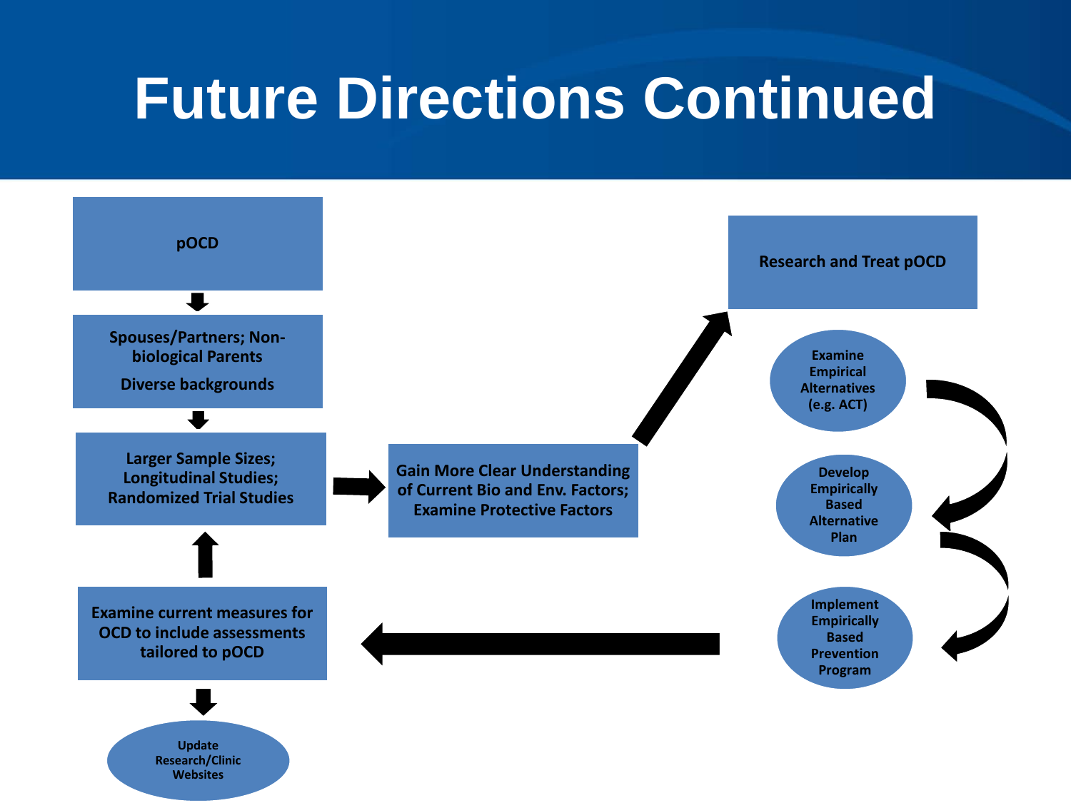# Future Directions Continued

pOCD

Spouses/Partners; Non-biological Parents

Diverse backgrounds

Larger Sample Sizes; Longitudinal Studies; Randomized Trial Studies

Examine current measures for OCD to include assessments tailored to pOCD

Update Research/Clinic Websites

Gain More Clear Understanding of Current Bio and Env. Factors; Examine Protective Factors

Research and Treat pOCD

Examine Empirical Alternatives (e.g. ACT)

Develop Empirically Based Alternative Plan

Implement Empirically Based Prevention Program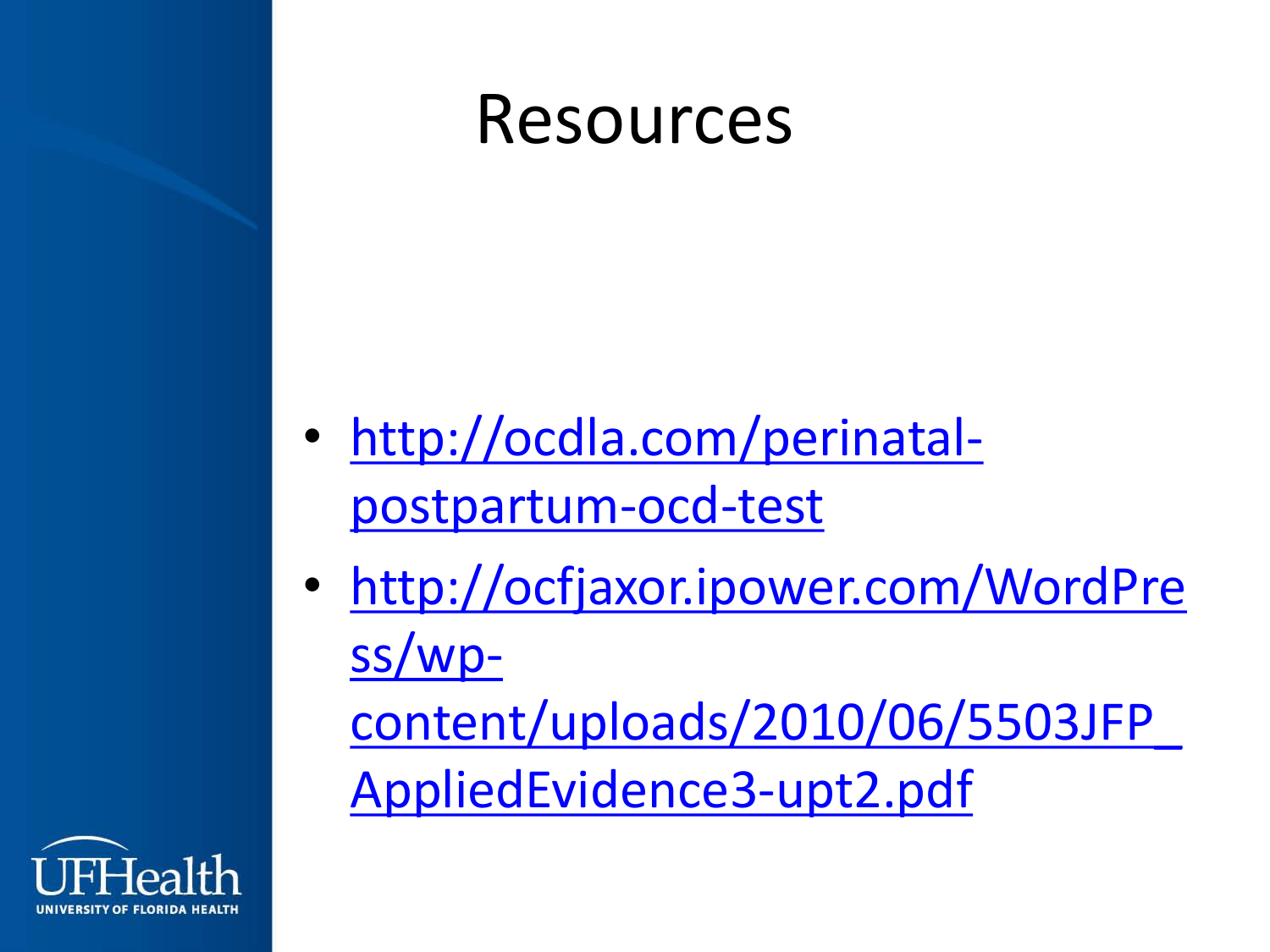# Resources

- http://ocdla.com/perinatal-postpartum-ocd-test
- http://ocfjaxor.ipower.com/WordPress/wp-content/uploads/2010/06/5503JFP_AppliedEvidence3-upt2.pdf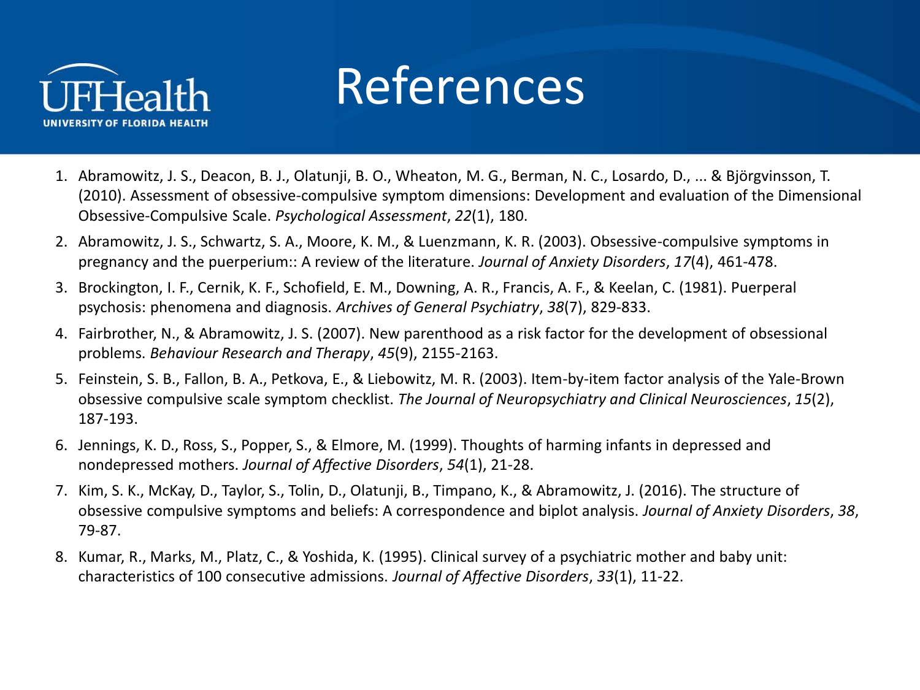# References

1. Abramowitz, J. S., Deacon, B. J., Olatunji, B. O., Wheaton, M. G., Berman, N. C., Losardo, D., ... & Björgvinsson, T. (2010). Assessment of obsessive-compulsive symptom dimensions: Development and evaluation of the Dimensional Obsessive-Compulsive Scale. *Psychological Assessment*, *22*(1), 180.
2. Abramowitz, J. S., Schwartz, S. A., Moore, K. M., & Luenzmann, K. R. (2003). Obsessive-compulsive symptoms in pregnancy and the puerperium:: A review of the literature. *Journal of Anxiety Disorders*, *17*(4), 461-478.
3. Brockington, I. F., Cernik, K. F., Schofield, E. M., Downing, A. R., Francis, A. F., & Keelan, C. (1981). Puerperal psychosis: phenomena and diagnosis. *Archives of General Psychiatry*, *38*(7), 829-833.
4. Fairbrother, N., & Abramowitz, J. S. (2007). New parenthood as a risk factor for the development of obsessional problems. *Behaviour Research and Therapy*, *45*(9), 2155-2163.
5. Feinstein, S. B., Fallon, B. A., Petkova, E., & Liebowitz, M. R. (2003). Item-by-item factor analysis of the Yale-Brown obsessive compulsive scale symptom checklist. *The Journal of Neuropsychiatry and Clinical Neurosciences*, *15*(2), 187-193.
6. Jennings, K. D., Ross, S., Popper, S., & Elmore, M. (1999). Thoughts of harming infants in depressed and nondepressed mothers. *Journal of Affective Disorders*, *54*(1), 21-28.
7. Kim, S. K., McKay, D., Taylor, S., Tolin, D., Olatunji, B., Timpano, K., & Abramowitz, J. (2016). The structure of obsessive compulsive symptoms and beliefs: A correspondence and biplot analysis. *Journal of Anxiety Disorders*, *38*, 79-87.
8. Kumar, R., Marks, M., Platz, C., & Yoshida, K. (1995). Clinical survey of a psychiatric mother and baby unit: characteristics of 100 consecutive admissions. *Journal of Affective Disorders*, *33*(1), 11-22.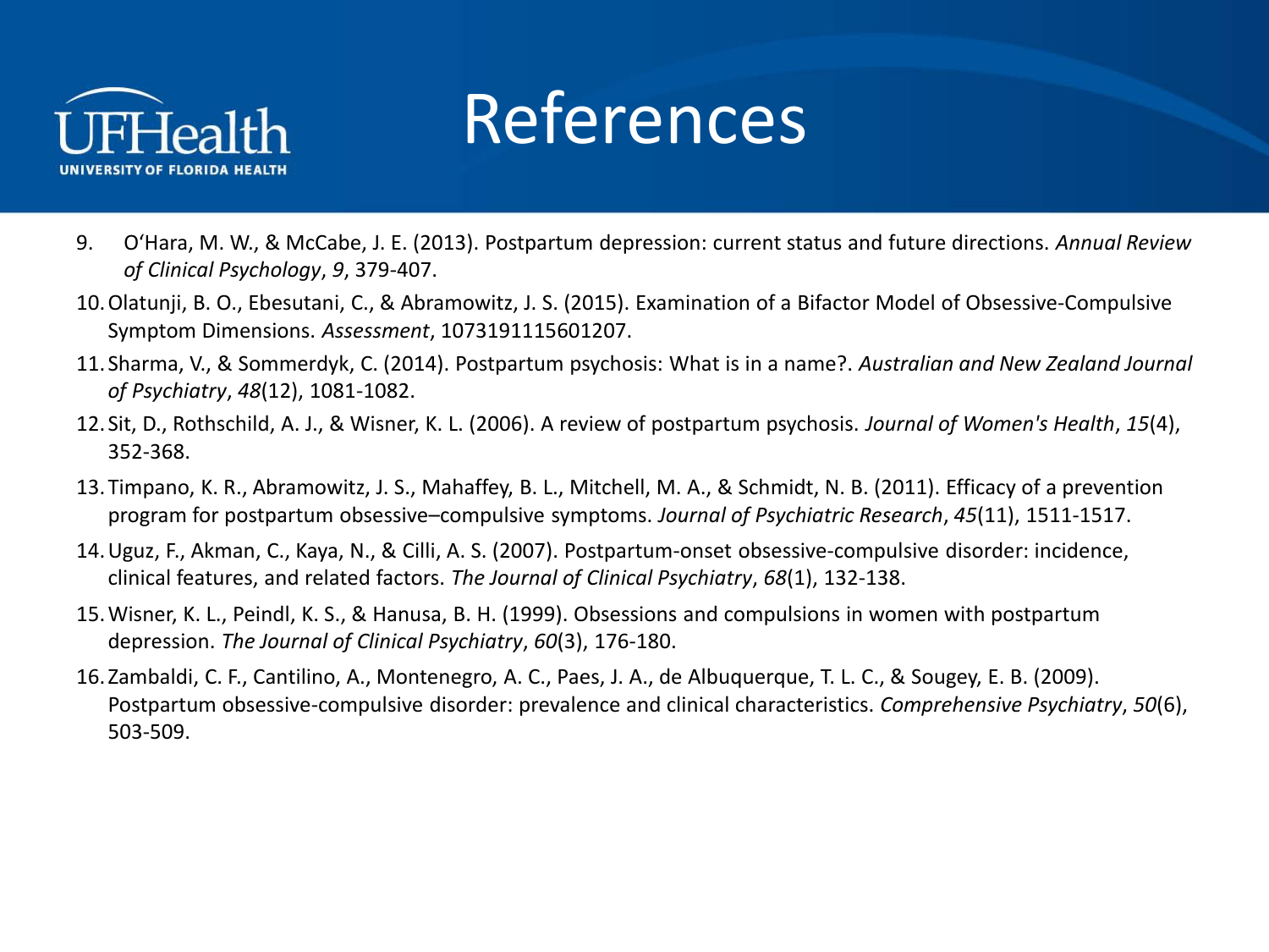# References

9. O'Hara, M. W., & McCabe, J. E. (2013). Postpartum depression: current status and future directions. *Annual Review of Clinical Psychology*, *9*, 379-407.
10. Olatunji, B. O., Ebesutani, C., & Abramowitz, J. S. (2015). Examination of a Bifactor Model of Obsessive-Compulsive Symptom Dimensions. *Assessment*, 1073191115601207.
11. Sharma, V., & Sommerdyk, C. (2014). Postpartum psychosis: What is in a name?. *Australian and New Zealand Journal of Psychiatry*, *48*(12), 1081-1082.
12. Sit, D., Rothschild, A. J., & Wisner, K. L. (2006). A review of postpartum psychosis. *Journal of Women's Health*, *15*(4), 352-368.
13. Timpano, K. R., Abramowitz, J. S., Mahaffey, B. L., Mitchell, M. A., & Schmidt, N. B. (2011). Efficacy of a prevention program for postpartum obsessive–compulsive symptoms. *Journal of Psychiatric Research*, *45*(11), 1511-1517.
14. Uguz, F., Akman, C., Kaya, N., & Cilli, A. S. (2007). Postpartum-onset obsessive-compulsive disorder: incidence, clinical features, and related factors. *The Journal of Clinical Psychiatry*, *68*(1), 132-138.
15. Wisner, K. L., Peindl, K. S., & Hanusa, B. H. (1999). Obsessions and compulsions in women with postpartum depression. *The Journal of Clinical Psychiatry*, *60*(3), 176-180.
16. Zambaldi, C. F., Cantilino, A., Montenegro, A. C., Paes, J. A., de Albuquerque, T. L. C., & Sougey, E. B. (2009). Postpartum obsessive-compulsive disorder: prevalence and clinical characteristics. *Comprehensive Psychiatry*, *50*(6), 503-509.